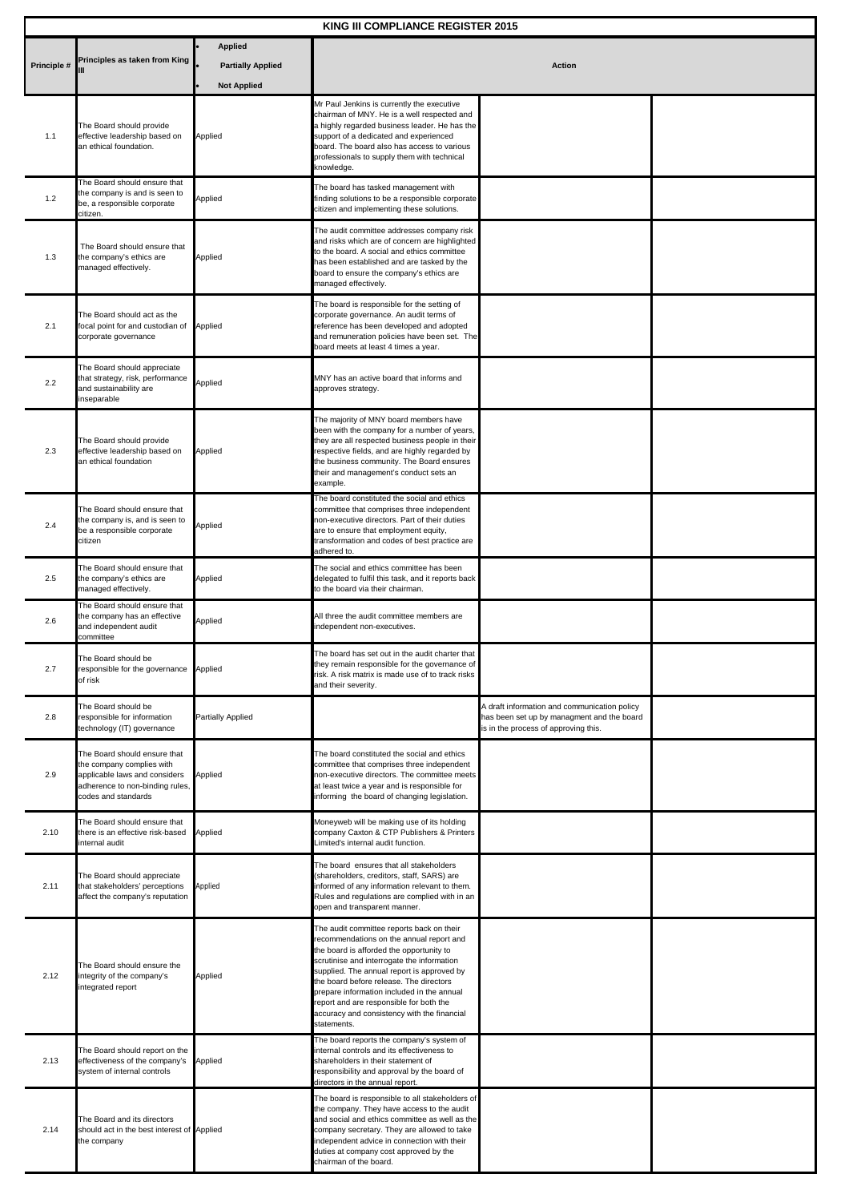| KING III COMPLIANCE REGISTER 2015 | | | | | |
|---|---|---|---|---|---|
| Principle # | Principles as taken from King III | • Applied<br>• Partially Applied<br>• Not Applied | Action | | |
| 1.1 | The Board should provide effective leadership based on an ethical foundation. | Applied | Mr Paul Jenkins is currently the executive chairman of MNY. He is a well respected and a highly regarded business leader. He has the support of a dedicated and experienced board. The board also has access to various professionals to supply them with technical knowledge. | | |
| 1.2 | The Board should ensure that the company is and is seen to be, a responsible corporate citizen. | Applied | The board has tasked management with finding solutions to be a responsible corporate citizen and implementing these solutions. | | |
| 1.3 | The Board should ensure that the company's ethics are managed effectively. | Applied | The audit committee addresses company risk and risks which are of concern are highlighted to the board. A social and ethics committee has been established and are tasked by the board to ensure the company's ethics are managed effectively. | | |
| 2.1 | The Board should act as the focal point for and custodian of corporate governance | Applied | The board is responsible for the setting of corporate governance. An audit terms of reference has been developed and adopted and remuneration policies have been set. The board meets at least 4 times a year. | | |
| 2.2 | The Board should appreciate that strategy, risk, performance and sustainability are inseparable | Applied | MNY has an active board that informs and approves strategy. | | |
| 2.3 | The Board should provide effective leadership based on an ethical foundation | Applied | The majority of MNY board members have been with the company for a number of years, they are all respected business people in their respective fields, and are highly regarded by the business community. The Board ensures their and management's conduct sets an example. | | |
| 2.4 | The Board should ensure that the company is, and is seen to be a responsible corporate citizen | Applied | The board constituted the social and ethics committee that comprises three independent non-executive directors. Part of their duties are to ensure that employment equity, transformation and codes of best practice are adhered to. | | |
| 2.5 | The Board should ensure that the company's ethics are managed effectively. | Applied | The social and ethics committee has been delegated to fulfil this task, and it reports back to the board via their chairman. | | |
| 2.6 | The Board should ensure that the company has an effective and independent audit committee | Applied | All three the audit committee members are independent non-executives. | | |
| 2.7 | The Board should be responsible for the governance of risk | Applied | The board has set out in the audit charter that they remain responsible for the governance of risk. A risk matrix is made use of to track risks and their severity. | | |
| 2.8 | The Board should be responsible for information technology (IT) governance | Partially Applied | | A draft information and communication policy has been set up by managment and the board is in the process of approving this. | |
| 2.9 | The Board should ensure that the company complies with applicable laws and considers adherence to non-binding rules, codes and standards | Applied | The board constituted the social and ethics committee that comprises three independent non-executive directors. The committee meets at least twice a year and is responsible for informing the board of changing legislation. | | |
| 2.10 | The Board should ensure that there is an effective risk-based internal audit | Applied | Moneyweb will be making use of its holding company Caxton & CTP Publishers & Printers Limited's internal audit function. | | |
| 2.11 | The Board should appreciate that stakeholders' perceptions affect the company's reputation | Applied | The board ensures that all stakeholders (shareholders, creditors, staff, SARS) are informed of any information relevant to them. Rules and regulations are complied with in an open and transparent manner. | | |
| 2.12 | The Board should ensure the integrity of the company's integrated report | Applied | The audit committee reports back on their recommendations on the annual report and the board is afforded the opportunity to scrutinise and interrogate the information supplied. The annual report is approved by the board before release. The directors prepare information included in the annual report and are responsible for both the accuracy and consistency with the financial statements. | | |
| 2.13 | The Board should report on the effectiveness of the company's system of internal controls | Applied | The board reports the company's system of internal controls and its effectiveness to shareholders in their statement of responsibility and approval by the board of directors in the annual report. | | |
| 2.14 | The Board and its directors should act in the best interest of the company | Applied | The board is responsible to all stakeholders of the company. They have access to the audit and social and ethics committee as well as the company secretary. They are allowed to take independent advice in connection with their duties at company cost approved by the chairman of the board. | | |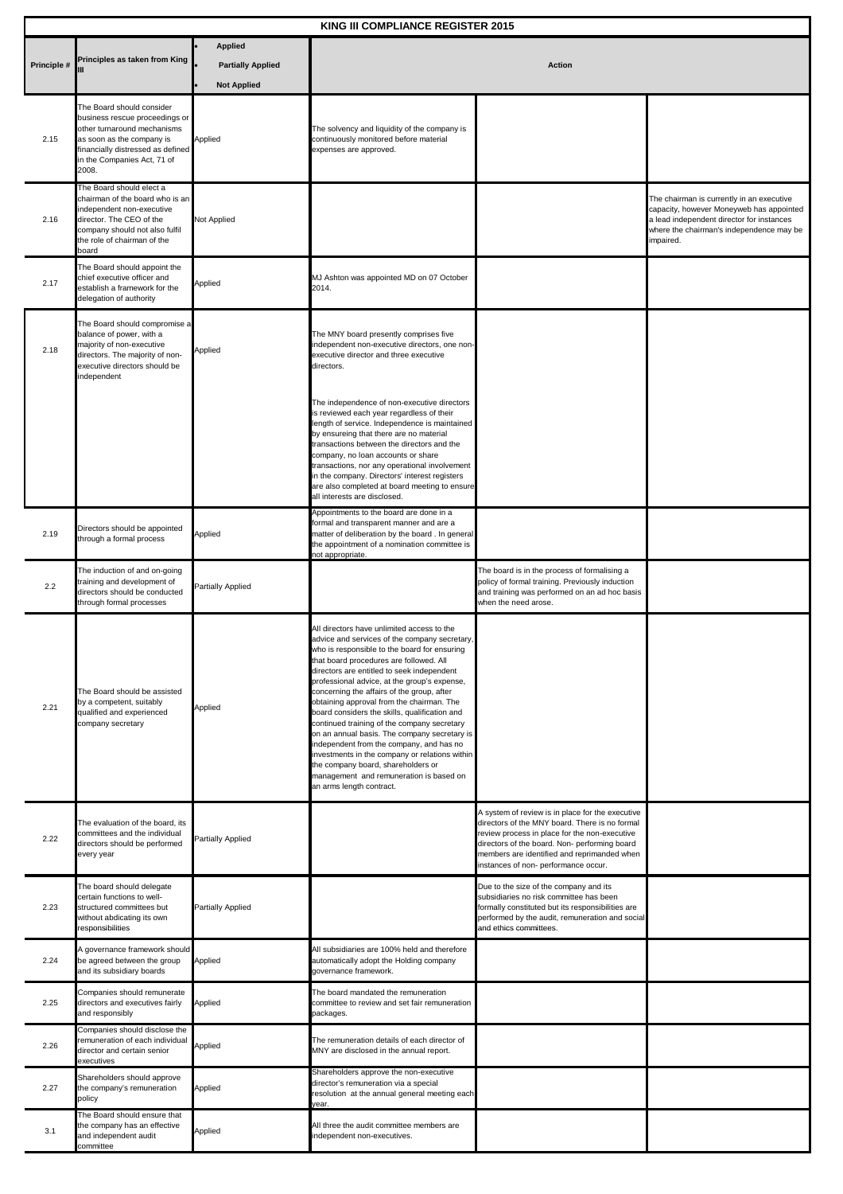# KING III COMPLIANCE REGISTER 2015

| Principle # | Principles as taken from King III | • Applied • Partially Applied • Not Applied | Action | | |
|---|---|---|---|---|---|
| 2.15 | The Board should consider business rescue proceedings or other turnaround mechanisms as soon as the company is financially distressed as defined in the Companies Act, 71 of 2008. | Applied | The solvency and liquidity of the company is continuously monitored before material expenses are approved. | | |
| 2.16 | The Board should elect a chairman of the board who is an independent non-executive director. The CEO of the company should not also fulfil the role of chairman of the board | Not Applied | | | The chairman is currently in an executive capacity, however Moneyweb has appointed a lead independent director for instances where the chairman's independence may be impaired. |
| 2.17 | The Board should appoint the chief executive officer and establish a framework for the delegation of authority | Applied | MJ Ashton was appointed MD on 07 October 2014. | | |
| 2.18 | The Board should compromise a balance of power, with a majority of non-executive directors. The majority of non-executive directors should be independent | Applied | The MNY board presently comprises five independent non-executive directors, one non-executive director and three executive directors.<br><br>The independence of non-executive directors is reviewed each year regardless of their length of service. Independence is maintained by ensureing that there are no material transactions between the directors and the company, no loan accounts or share transactions, nor any operational involvement in the company. Directors' interest registers are also completed at board meeting to ensure all interests are disclosed. | | |
| 2.19 | Directors should be appointed through a formal process | Applied | Appointments to the board are done in a formal and transparent manner and are a matter of deliberation by the board . In general the appointment of a nomination committee is not appropriate. | | |
| 2.2 | The induction of and on-going training and development of directors should be conducted through formal processes | Partially Applied | | The board is in the process of formalising a policy of formal training. Previously induction and training was performed on an ad hoc basis when the need arose. | |
| 2.21 | The Board should be assisted by a competent, suitably qualified and experienced company secretary | Applied | All directors have unlimited access to the advice and services of the company secretary, who is responsible to the board for ensuring that board procedures are followed. All directors are entitled to seek independent professional advice, at the group's expense, concerning the affairs of the group, after obtaining approval from the chairman. The board considers the skills, qualification and continued training of the company secretary on an annual basis. The company secretary is independent from the company, and has no investments in the company or relations within the company board, shareholders or management and remuneration is based on an arms length contract. | | |
| 2.22 | The evaluation of the board, its committees and the individual directors should be performed every year | Partially Applied | | A system of review is in place for the executive directors of the MNY board. There is no formal review process in place for the non-executive directors of the board. Non- performing board members are identified and reprimanded when instances of non- performance occur. | |
| 2.23 | The board should delegate certain functions to well-structured committees but without abdicating its own responsibilities | Partially Applied | | Due to the size of the company and its subsidiaries no risk committee has been formally constituted but its responsibilities are performed by the audit, remuneration and social and ethics committees. | |
| 2.24 | A governance framework should be agreed between the group and its subsidiary boards | Applied | All subsidiaries are 100% held and therefore automatically adopt the Holding company governance framework. | | |
| 2.25 | Companies should remunerate directors and executives fairly and responsibly | Applied | The board mandated the remuneration committee to review and set fair remuneration packages. | | |
| 2.26 | Companies should disclose the remuneration of each individual director and certain senior executives | Applied | The remuneration details of each director of MNY are disclosed in the annual report. | | |
| 2.27 | Shareholders should approve the company's remuneration policy | Applied | Shareholders approve the non-executive director's remuneration via a special resolution at the annual general meeting each year. | | |
| 3.1 | The Board should ensure that the company has an effective and independent audit committee | Applied | All three the audit committee members are independent non-executives. | | |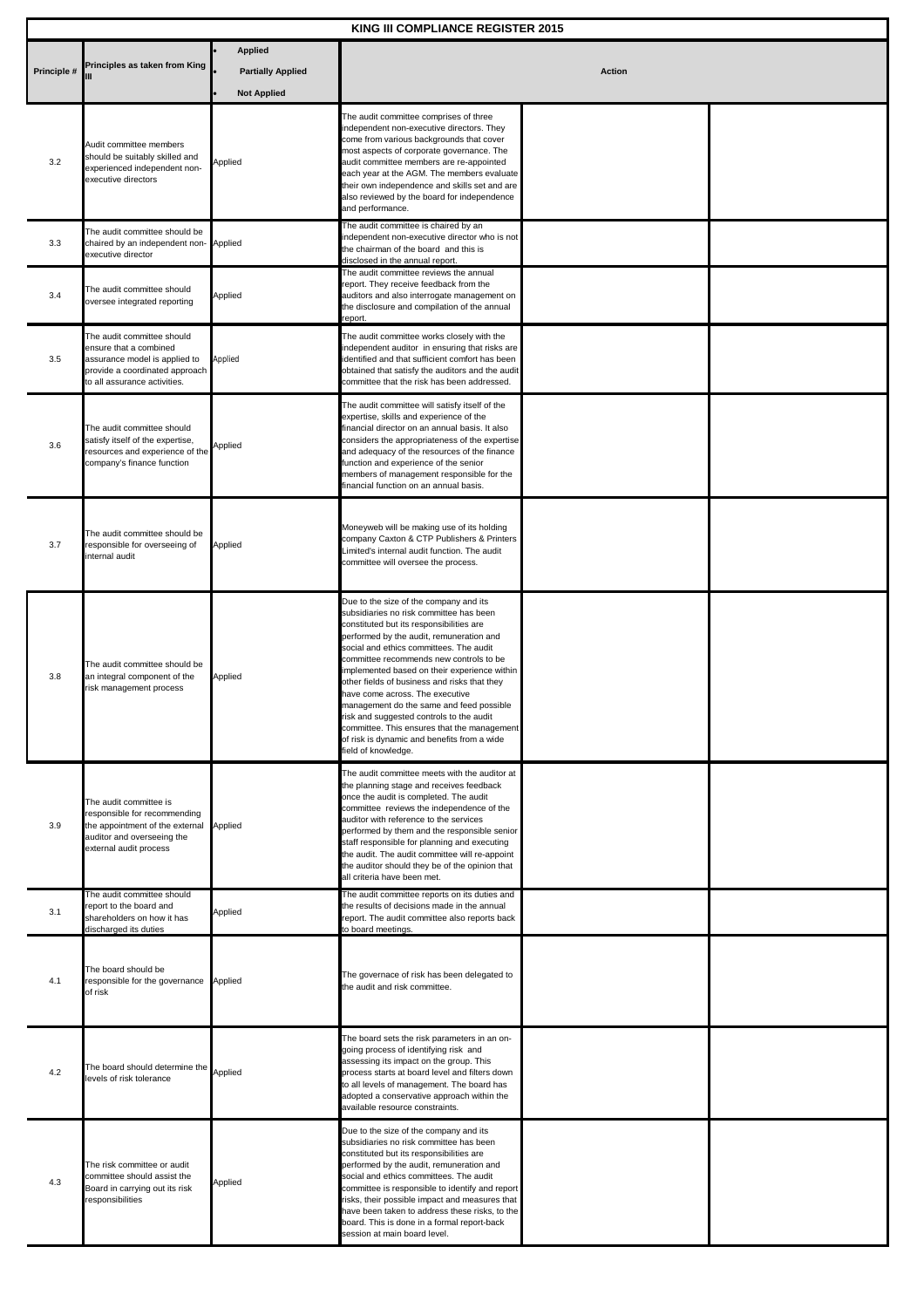| KING III COMPLIANCE REGISTER 2015 | | | | | |
|---|---|---|---|---|---|
| **Principle #** | **Principles as taken from King III** | • **Applied**<br>• **Partially Applied**<br>• **Not Applied** | **Action** | | |
| 3.2 | Audit committee members should be suitably skilled and experienced independent non-executive directors | Applied | The audit committee comprises of three independent non-executive directors. They come from various backgrounds that cover most aspects of corporate governance. The audit committee members are re-appointed each year at the AGM. The members evaluate their own independence and skills set and are also reviewed by the board for independence and performance. | | |
| 3.3 | The audit committee should be chaired by an independent non-executive director | Applied | The audit committee is chaired by an independent non-executive director who is not the chairman of the board and this is disclosed in the annual report. | | |
| 3.4 | The audit committee should oversee integrated reporting | Applied | The audit committee reviews the annual report. They receive feedback from the auditors and also interrogate management on the disclosure and compilation of the annual report. | | |
| 3.5 | The audit committee should ensure that a combined assurance model is applied to provide a coordinated approach to all assurance activities. | Applied | The audit committee works closely with the independent auditor in ensuring that risks are identified and that sufficient comfort has been obtained that satisfy the auditors and the audit committee that the risk has been addressed. | | |
| 3.6 | The audit committee should satisfy itself of the expertise, resources and experience of the company's finance function | Applied | The audit committee will satisfy itself of the expertise, skills and experience of the financial director on an annual basis. It also considers the appropriateness of the expertise and adequacy of the resources of the finance function and experience of the senior members of management responsible for the financial function on an annual basis. | | |
| 3.7 | The audit committee should be responsible for overseeing of internal audit | Applied | Moneyweb will be making use of its holding company Caxton & CTP Publishers & Printers Limited's internal audit function. The audit committee will oversee the process. | | |
| 3.8 | The audit committee should be an integral component of the risk management process | Applied | Due to the size of the company and its subsidiaries no risk committee has been constituted but its responsibilities are performed by the audit, remuneration and social and ethics committees. The audit committee recommends new controls to be implemented based on their experience within other fields of business and risks that they have come across. The executive management do the same and feed possible risk and suggested controls to the audit committee. This ensures that the management of risk is dynamic and benefits from a wide field of knowledge. | | |
| 3.9 | The audit committee is responsible for recommending the appointment of the external auditor and overseeing the external audit process | Applied | The audit committee meets with the auditor at the planning stage and receives feedback once the audit is completed. The audit committee reviews the independence of the auditor with reference to the services performed by them and the responsible senior staff responsible for planning and executing the audit. The audit committee will re-appoint the auditor should they be of the opinion that all criteria have been met. | | |
| 3.1 | The audit committee should report to the board and shareholders on how it has discharged its duties | Applied | The audit committee reports on its duties and the results of decisions made in the annual report. The audit committee also reports back to board meetings. | | |
| 4.1 | The board should be responsible for the governance of risk | Applied | The governace of risk has been delegated to the audit and risk committee. | | |
| 4.2 | The board should determine the levels of risk tolerance | Applied | The board sets the risk parameters in an on-going process of identifying risk and assessing its impact on the group. This process starts at board level and filters down to all levels of management. The board has adopted a conservative approach within the available resource constraints. | | |
| 4.3 | The risk committee or audit committee should assist the Board in carrying out its risk responsibilities | Applied | Due to the size of the company and its subsidiaries no risk committee has been constituted but its responsibilities are performed by the audit, remuneration and social and ethics committees. The audit committee is responsible to identify and report risks, their possible impact and measures that have been taken to address these risks, to the board. This is done in a formal report-back session at main board level. | | |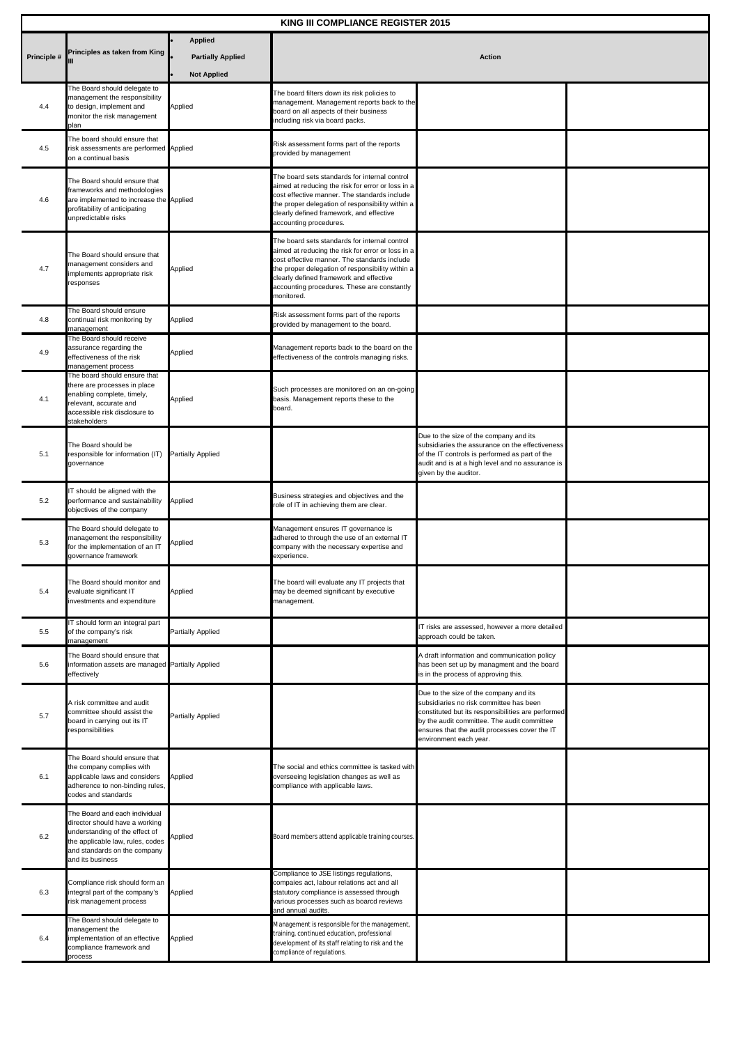# KING III COMPLIANCE REGISTER 2015

| Principle # | Principles as taken from King III | • Applied<br>• Partially Applied<br>• Not Applied | Action | | |
|---|---|---|---|---|---|
| 4.4 | The Board should delegate to management the responsibility to design, implement and monitor the risk management plan | Applied | The board filters down its risk policies to management. Management reports back to the board on all aspects of their business including risk via board packs. | | |
| 4.5 | The board should ensure that risk assessments are performed on a continual basis | Applied | Risk assessment forms part of the reports provided by management | | |
| 4.6 | The Board should ensure that frameworks and methodologies are implemented to increase the profitability of anticipating unpredictable risks | Applied | The board sets standards for internal control aimed at reducing the risk for error or loss in a cost effective manner. The standards include the proper delegation of responsibility within a clearly defined framework, and effective accounting procedures. | | |
| 4.7 | The Board should ensure that management considers and implements appropriate risk responses | Applied | The board sets standards for internal control aimed at reducing the risk for error or loss in a cost effective manner. The standards include the proper delegation of responsibility within a clearly defined framework and effective accounting procedures. These are constantly monitored. | | |
| 4.8 | The Board should ensure continual risk monitoring by management | Applied | Risk assessment forms part of the reports provided by management to the board. | | |
| 4.9 | The Board should receive assurance regarding the effectiveness of the risk management process | Applied | Management reports back to the board on the effectiveness of the controls managing risks. | | |
| 4.1 | The board should ensure that there are processes in place enabling complete, timely, relevant, accurate and accessible risk disclosure to stakeholders | Applied | Such processes are monitored on an on-going basis. Management reports these to the board. | | |
| 5.1 | The Board should be responsible for information (IT) governance | Partially Applied | | Due to the size of the company and its subsidiaries the assurance on the effectiveness of the IT controls is performed as part of the audit and is at a high level and no assurance is given by the auditor. | |
| 5.2 | IT should be aligned with the performance and sustainability objectives of the company | Applied | Business strategies and objectives and the role of IT in achieving them are clear. | | |
| 5.3 | The Board should delegate to management the responsibility for the implementation of an IT governance framework | Applied | Management ensures IT governance is adhered to through the use of an external IT company with the necessary expertise and experience. | | |
| 5.4 | The Board should monitor and evaluate significant IT investments and expenditure | Applied | The board will evaluate any IT projects that may be deemed significant by executive management. | | |
| 5.5 | IT should form an integral part of the company's risk management | Partially Applied | | IT risks are assessed, however a more detailed approach could be taken. | |
| 5.6 | The Board should ensure that information assets are managed effectively | Partially Applied | | A draft information and communication policy has been set up by managment and the board is in the process of approving this. | |
| 5.7 | A risk committee and audit committee should assist the board in carrying out its IT responsibilities | Partially Applied | | Due to the size of the company and its subsidiaries no risk committee has been constituted but its responsibilities are performed by the audit committee. The audit committee ensures that the audit processes cover the IT environment each year. | |
| 6.1 | The Board should ensure that the company complies with applicable laws and considers adherence to non-binding rules, codes and standards | Applied | The social and ethics committee is tasked with overseeing legislation changes as well as compliance with applicable laws. | | |
| 6.2 | The Board and each individual director should have a working understanding of the effect of the applicable law, rules, codes and standards on the company and its business | Applied | Board members attend applicable training courses. | | |
| 6.3 | Compliance risk should form an integral part of the company's risk management process | Applied | Compliance to JSE listings regulations, compaies act, labour relations act and all statutory compliance is assessed through various processes such as boarcd reviews and annual audits. | | |
| 6.4 | The Board should delegate to management the implementation of an effective compliance framework and process | Applied | Management is responsible for the management, training, continued education, professional development of its staff relating to risk and the compliance of regulations. | | |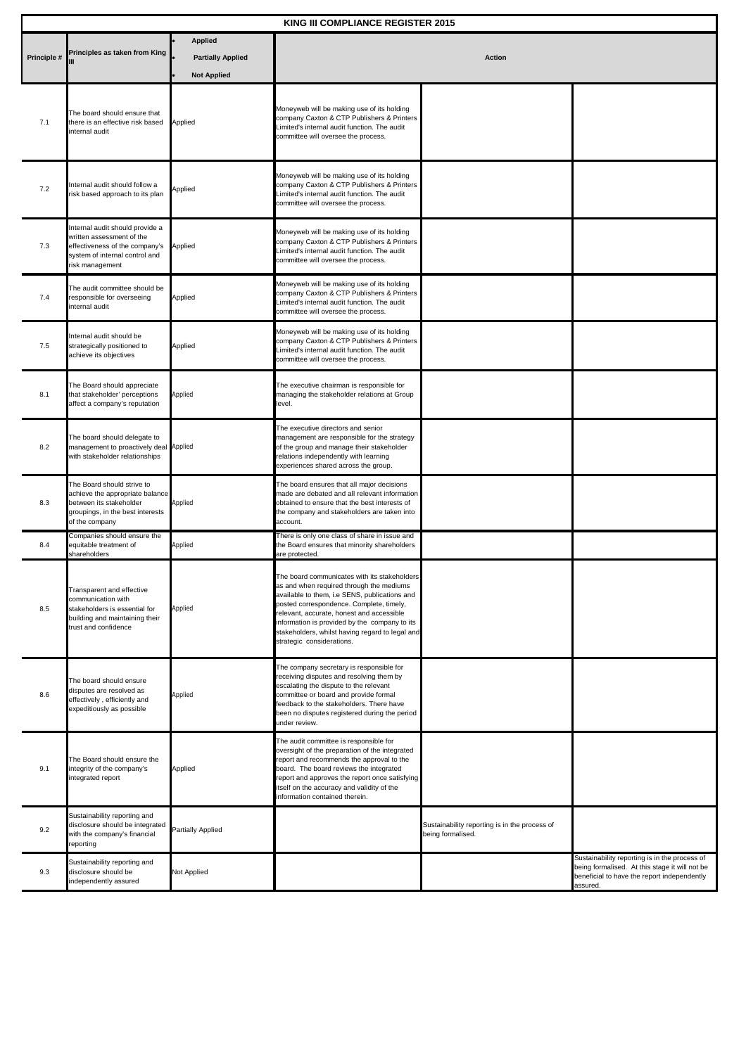| KING III COMPLIANCE REGISTER 2015 | | | | | |
|---|---|---|---|---|---|
| Principle # | Principles as taken from King III | • Applied<br>• Partially Applied<br>• Not Applied | Action | | |
| 7.1 | The board should ensure that there is an effective risk based internal audit | Applied | Moneyweb will be making use of its holding company Caxton & CTP Publishers & Printers Limited's internal audit function. The audit committee will oversee the process. | | |
| 7.2 | Internal audit should follow a risk based approach to its plan | Applied | Moneyweb will be making use of its holding company Caxton & CTP Publishers & Printers Limited's internal audit function. The audit committee will oversee the process. | | |
| 7.3 | Internal audit should provide a written assessment of the effectiveness of the company's system of internal control and risk management | Applied | Moneyweb will be making use of its holding company Caxton & CTP Publishers & Printers Limited's internal audit function. The audit committee will oversee the process. | | |
| 7.4 | The audit committee should be responsible for overseeing internal audit | Applied | Moneyweb will be making use of its holding company Caxton & CTP Publishers & Printers Limited's internal audit function. The audit committee will oversee the process. | | |
| 7.5 | Internal audit should be strategically positioned to achieve its objectives | Applied | Moneyweb will be making use of its holding company Caxton & CTP Publishers & Printers Limited's internal audit function. The audit committee will oversee the process. | | |
| 8.1 | The Board should appreciate that stakeholder' perceptions affect a company's reputation | Applied | The executive chairman is responsible for managing the stakeholder relations at Group level. | | |
| 8.2 | The board should delegate to management to proactively deal with stakeholder relationships | Applied | The executive directors and senior management are responsible for the strategy of the group and manage their stakeholder relations independently with learning experiences shared across the group. | | |
| 8.3 | The Board should strive to achieve the appropriate balance between its stakeholder groupings, in the best interests of the company | Applied | The board ensures that all major decisions made are debated and all relevant information obtained to ensure that the best interests of the company and stakeholders are taken into account. | | |
| 8.4 | Companies should ensure the equitable treatment of shareholders | Applied | There is only one class of share in issue and the Board ensures that minority shareholders are protected. | | |
| 8.5 | Transparent and effective communication with stakeholders is essential for building and maintaining their trust and confidence | Applied | The board communicates with its stakeholders as and when required through the mediums available to them, i.e SENS, publications and posted correspondence. Complete, timely, relevant, accurate, honest and accessible information is provided by the company to its stakeholders, whilst having regard to legal and strategic considerations. | | |
| 8.6 | The board should ensure disputes are resolved as effectively , efficiently and expeditiously as possible | Applied | The company secretary is responsible for receiving disputes and resolving them by escalating the dispute to the relevant committee or board and provide formal feedback to the stakeholders. There have been no disputes registered during the period under review. | | |
| 9.1 | The Board should ensure the integrity of the company's integrated report | Applied | The audit committee is responsible for oversight of the preparation of the integrated report and recommends the approval to the board. The board reviews the integrated report and approves the report once satisfying itself on the accuracy and validity of the information contained therein. | | |
| 9.2 | Sustainability reporting and disclosure should be integrated with the company's financial reporting | Partially Applied | | Sustainability reporting is in the process of being formalised. | |
| 9.3 | Sustainability reporting and disclosure should be independently assured | Not Applied | | | Sustainability reporting is in the process of being formalised. At this stage it will not be beneficial to have the report independently assured. |